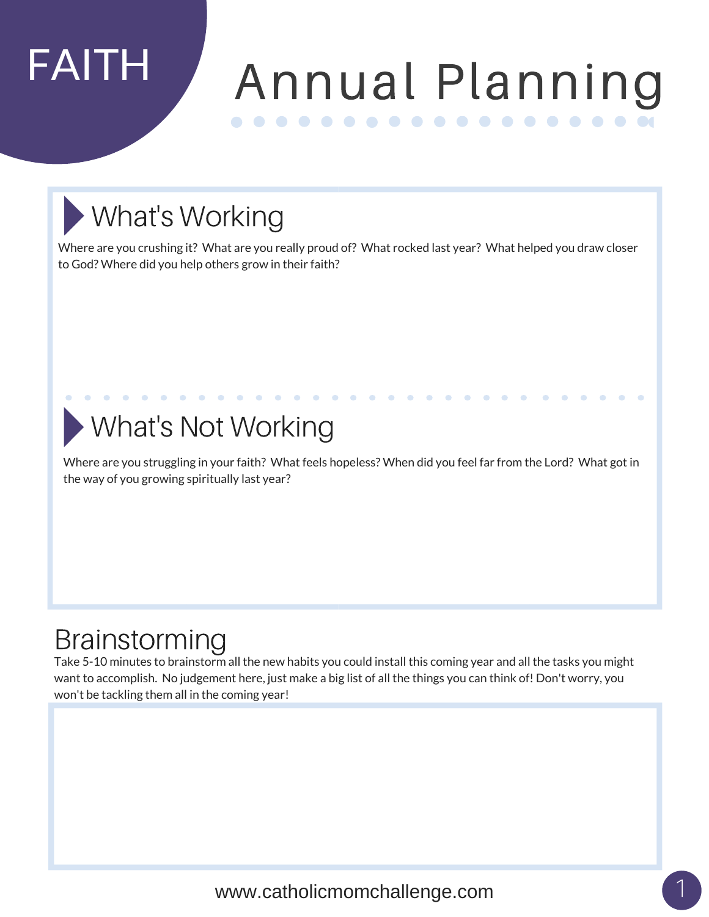FAITH

# Annual Planning

## What's Working

Where are you crushing it? What are you really proud of? What rocked last year? What helped you draw closer to God? Where did you help others grow in their faith?

## What's Not Working

Where are you struggling in your faith? What feels hopeless? When did you feel far from the Lord? What got in the way of you growing spiritually last year?

## Brainstorming

Take 5-10 minutes to brainstorm all the new habits you could install this coming year and all the tasks you might want to accomplish. No judgement here, just make a big list of all the things you can think of! Don't worry, you won't be tackling them all in the coming year!

www.catholicmomchallenge.com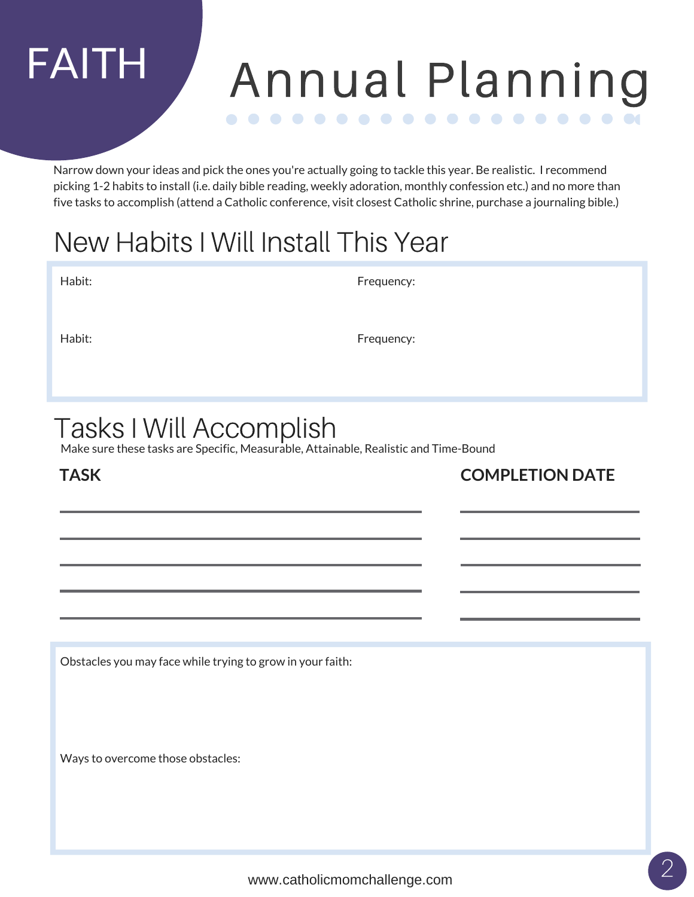FAITH

# Annual Planning

Narrow down your ideas and pick the ones you're actually going to tackle this year. Be realistic. I recommend picking 1-2 habits to install (i.e. daily bible reading, weekly adoration, monthly confession etc.) and no more than five tasks to accomplish (attend a Catholic conference, visit closest Catholic shrine, purchase a journaling bible.)

## New Habits I Will Install This Year

| Habit: | Frequency: |
|---|---|
| Habit: | Frequency: |

## Tasks I Will Accomplish

Make sure these tasks are Specific, Measurable, Attainable, Realistic and Time-Bound

| TASK | COMPLETION DATE |
|---|---|
| | |
| | |
| | |
| | |
| | |

Obstacles you may face while trying to grow in your faith:

Ways to overcome those obstacles:

www.catholicmomchallenge.com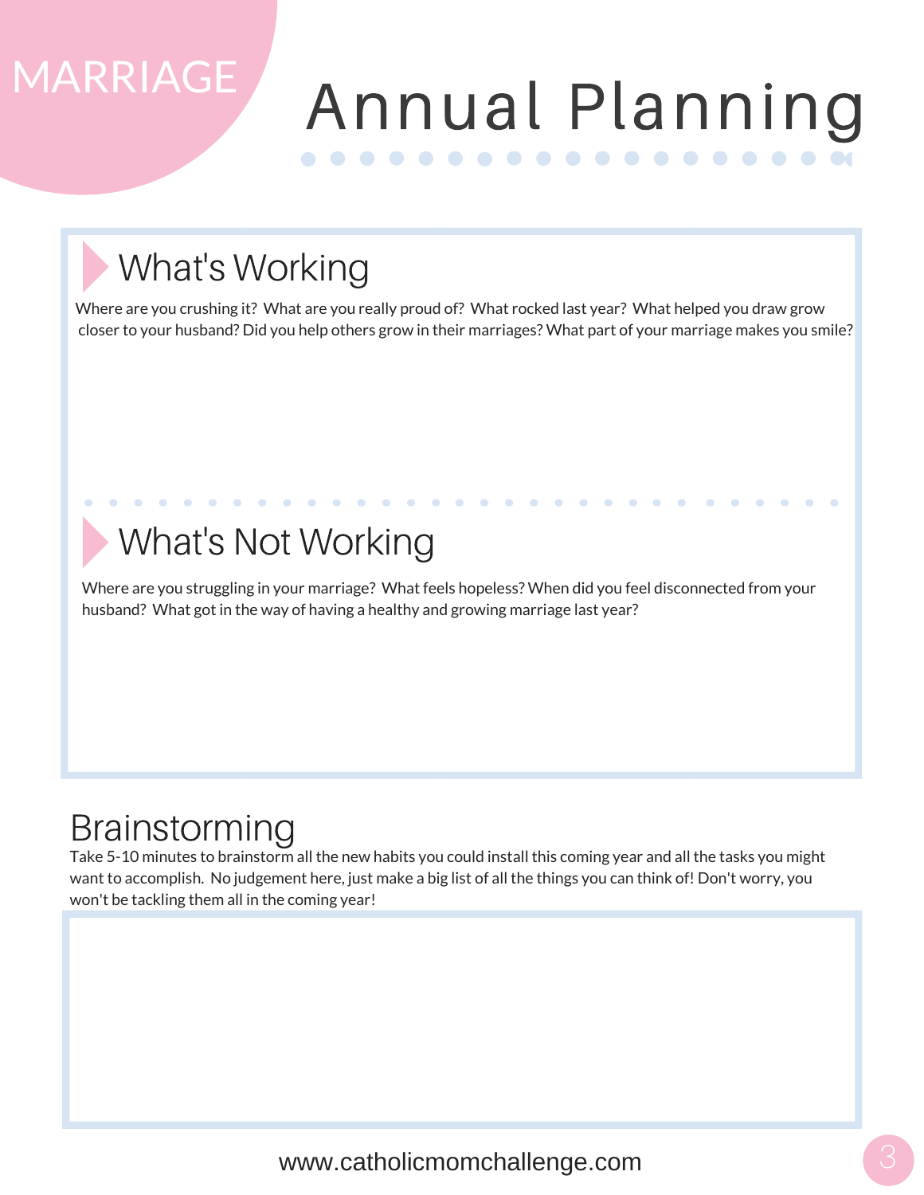MARRIAGE

# Annual Planning

## What's Working

Where are you crushing it? What are you really proud of? What rocked last year? What helped you draw grow closer to your husband? Did you help others grow in their marriages? What part of your marriage makes you smile?

## What's Not Working

Where are you struggling in your marriage? What feels hopeless? When did you feel disconnected from your husband? What got in the way of having a healthy and growing marriage last year?

## Brainstorming

Take 5-10 minutes to brainstorm all the new habits you could install this coming year and all the tasks you might want to accomplish. No judgement here, just make a big list of all the things you can think of! Don't worry, you won't be tackling them all in the coming year!

www.catholicmomchallenge.com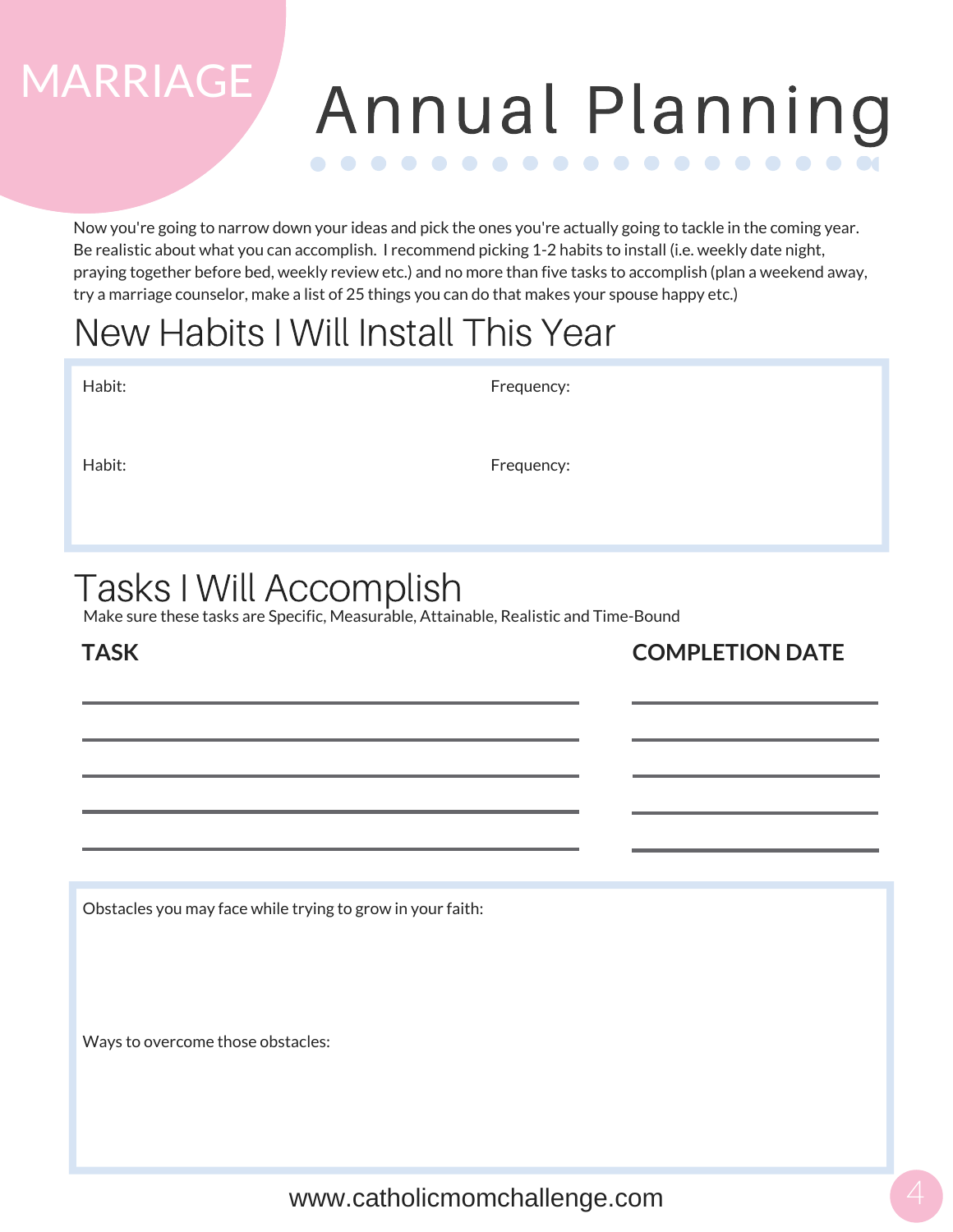MARRIAGE

# Annual Planning

Now you're going to narrow down your ideas and pick the ones you're actually going to tackle in the coming year. Be realistic about what you can accomplish. I recommend picking 1-2 habits to install (i.e. weekly date night, praying together before bed, weekly review etc.) and no more than five tasks to accomplish (plan a weekend away, try a marriage counselor, make a list of 25 things you can do that makes your spouse happy etc.)

## New Habits I Will Install This Year

Habit: Frequency:

Habit: Frequency:

## Tasks I Will Accomplish

Make sure these tasks are Specific, Measurable, Attainable, Realistic and Time-Bound

| TASK | COMPLETION DATE |
| --- | --- |
| | |
| | |
| | |
| | |
| | |

Obstacles you may face while trying to grow in your faith:

Ways to overcome those obstacles:

www.catholicmomchallenge.com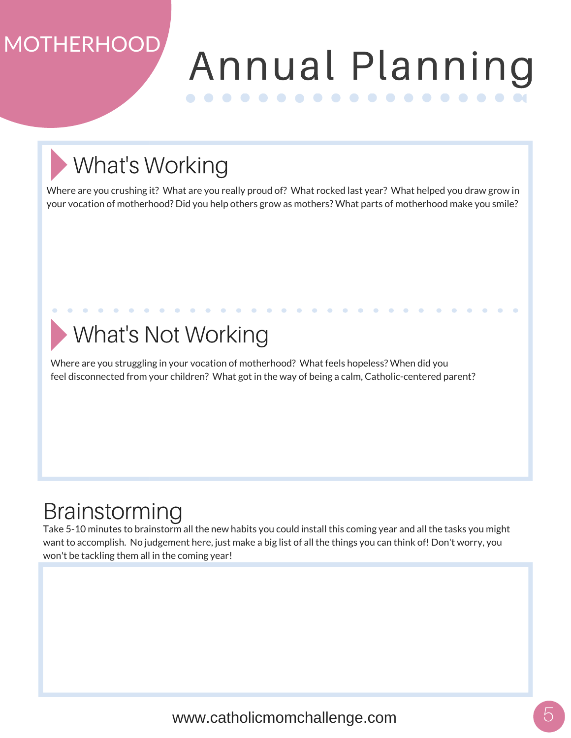MOTHERHOOD

# Annual Planning

## What's Working

Where are you crushing it? What are you really proud of? What rocked last year? What helped you draw grow in your vocation of motherhood? Did you help others grow as mothers? What parts of motherhood make you smile?

## What's Not Working

Where are you struggling in your vocation of motherhood? What feels hopeless? When did you feel disconnected from your children? What got in the way of being a calm, Catholic-centered parent?

## Brainstorming

Take 5-10 minutes to brainstorm all the new habits you could install this coming year and all the tasks you might want to accomplish. No judgement here, just make a big list of all the things you can think of! Don't worry, you won't be tackling them all in the coming year!

www.catholicmomchallenge.com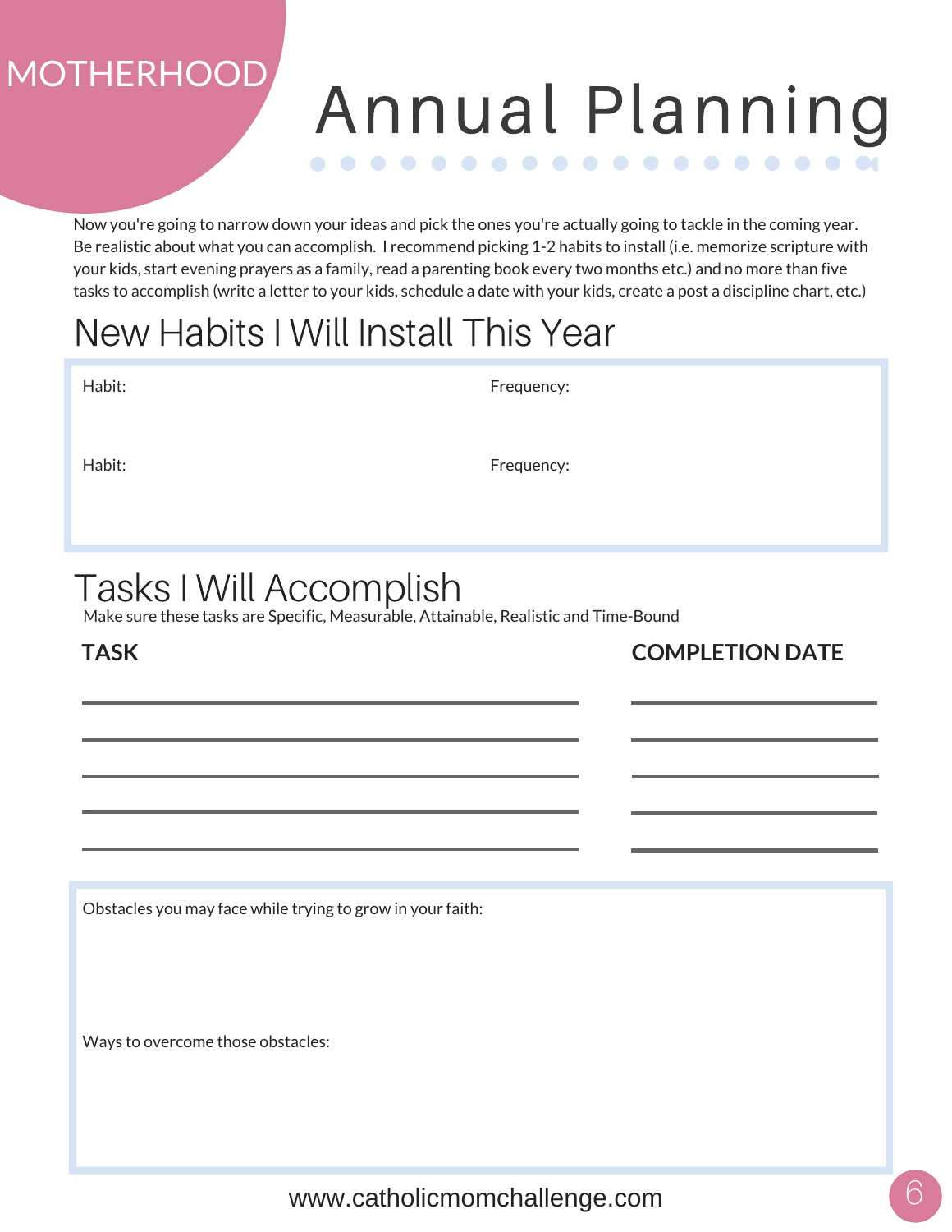MOTHERHOOD

# Annual Planning

Now you're going to narrow down your ideas and pick the ones you're actually going to tackle in the coming year. Be realistic about what you can accomplish. I recommend picking 1-2 habits to install (i.e. memorize scripture with your kids, start evening prayers as a family, read a parenting book every two months etc.) and no more than five tasks to accomplish (write a letter to your kids, schedule a date with your kids, create a post a discipline chart, etc.)

## New Habits I Will Install This Year

| Habit: | Frequency: |
|---|---|
| Habit: | Frequency: |

## Tasks I Will Accomplish

Make sure these tasks are Specific, Measurable, Attainable, Realistic and Time-Bound

| TASK | COMPLETION DATE |
|---|---|
| | |
| | |
| | |
| | |
| | |

Obstacles you may face while trying to grow in your faith:

Ways to overcome those obstacles:

www.catholicmomchallenge.com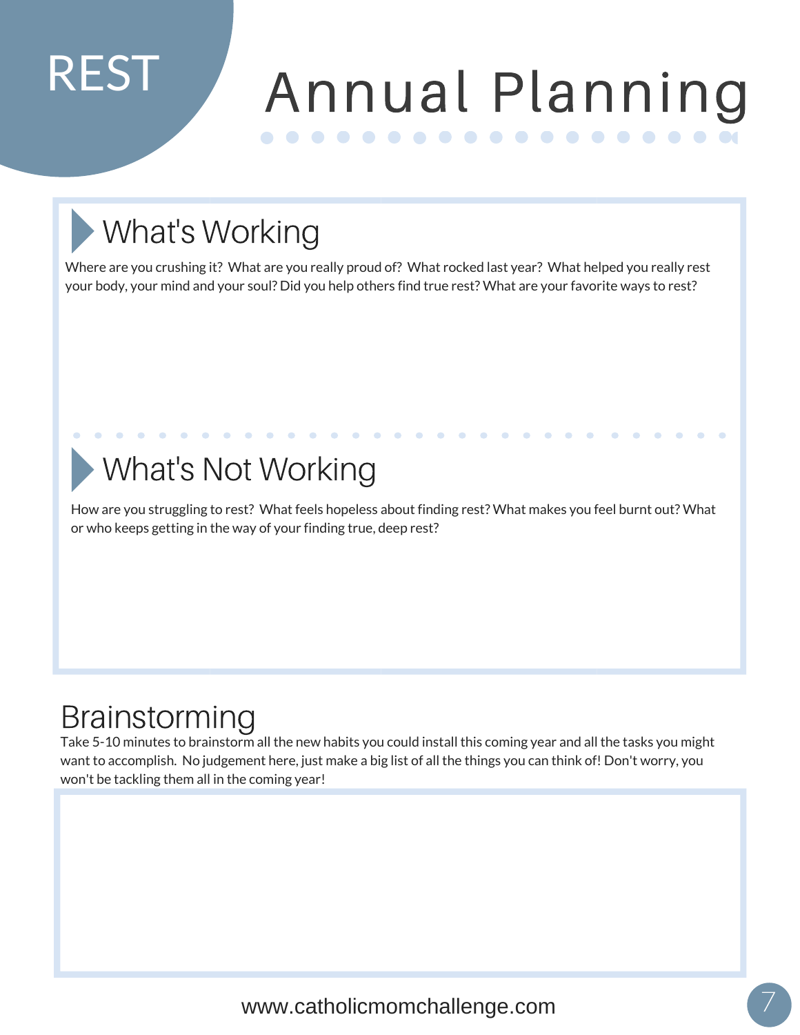REST

# Annual Planning

## What's Working

Where are you crushing it? What are you really proud of? What rocked last year? What helped you really rest your body, your mind and your soul? Did you help others find true rest? What are your favorite ways to rest?

## What's Not Working

How are you struggling to rest? What feels hopeless about finding rest? What makes you feel burnt out? What or who keeps getting in the way of your finding true, deep rest?

## Brainstorming

Take 5-10 minutes to brainstorm all the new habits you could install this coming year and all the tasks you might want to accomplish. No judgement here, just make a big list of all the things you can think of! Don't worry, you won't be tackling them all in the coming year!

www.catholicmomchallenge.com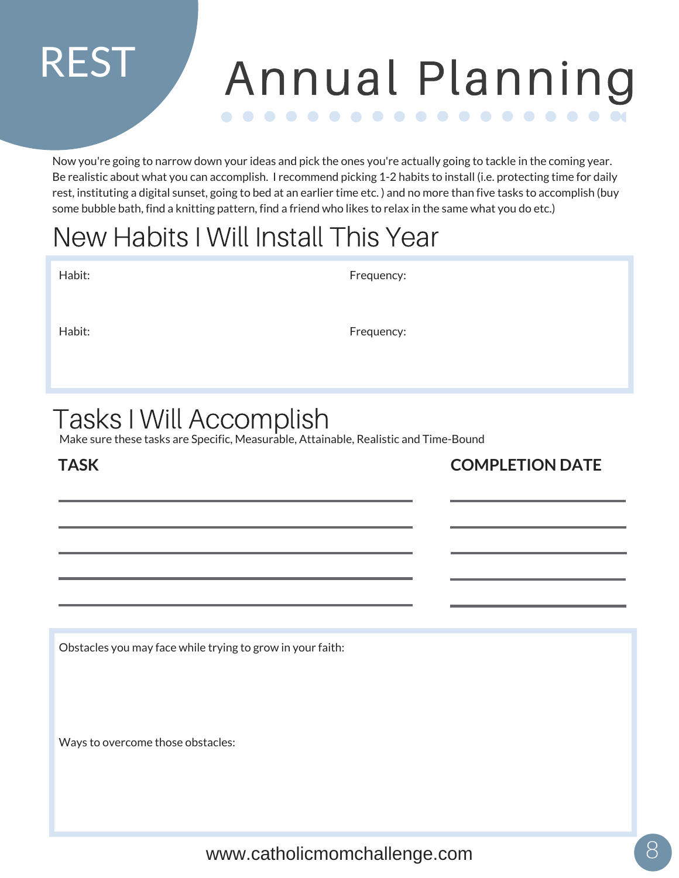REST

# Annual Planning

Now you're going to narrow down your ideas and pick the ones you're actually going to tackle in the coming year. Be realistic about what you can accomplish. I recommend picking 1-2 habits to install (i.e. protecting time for daily rest, instituting a digital sunset, going to bed at an earlier time etc. ) and no more than five tasks to accomplish (buy some bubble bath, find a knitting pattern, find a friend who likes to relax in the same what you do etc.)

## New Habits I Will Install This Year

Habit: Frequency:

Habit: Frequency:

## Tasks I Will Accomplish

Make sure these tasks are Specific, Measurable, Attainable, Realistic and Time-Bound

| **TASK** | **COMPLETION DATE** |
|---|---|
| | |
| | |
| | |
| | |
| | |

Obstacles you may face while trying to grow in your faith:

Ways to overcome those obstacles:

www.catholicmomchallenge.com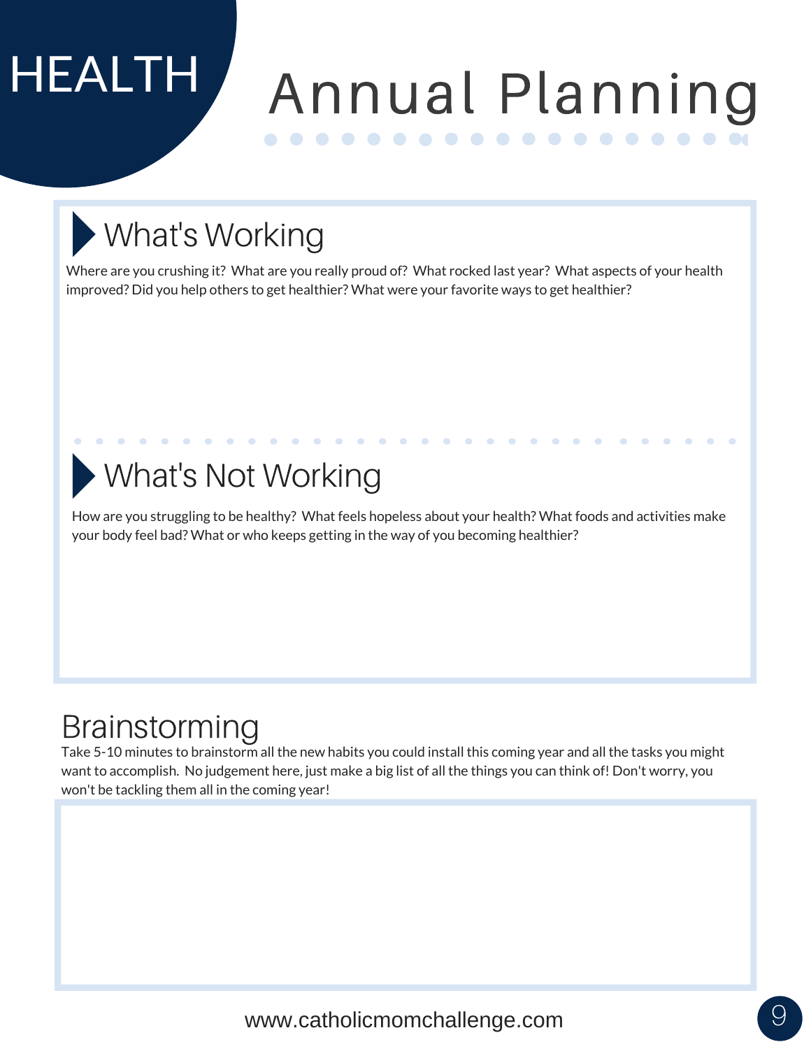# HEALTH

# Annual Planning

## What's Working

Where are you crushing it? What are you really proud of? What rocked last year? What aspects of your health improved? Did you help others to get healthier? What were your favorite ways to get healthier?

## What's Not Working

How are you struggling to be healthy? What feels hopeless about your health? What foods and activities make your body feel bad? What or who keeps getting in the way of you becoming healthier?

## Brainstorming

Take 5-10 minutes to brainstorm all the new habits you could install this coming year and all the tasks you might want to accomplish. No judgement here, just make a big list of all the things you can think of! Don't worry, you won't be tackling them all in the coming year!

www.catholicmomchallenge.com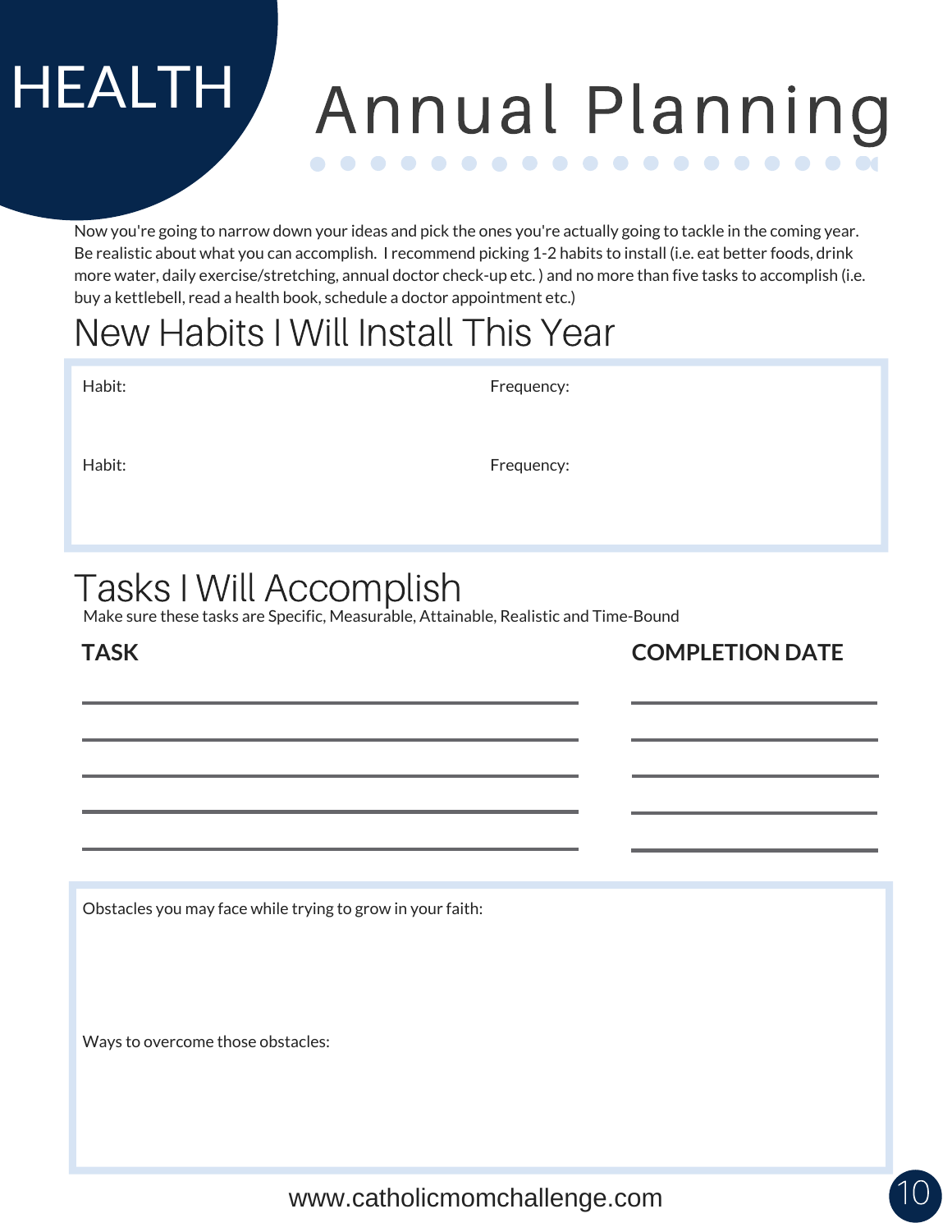# HEALTH

# Annual Planning

Now you're going to narrow down your ideas and pick the ones you're actually going to tackle in the coming year. Be realistic about what you can accomplish. I recommend picking 1-2 habits to install (i.e. eat better foods, drink more water, daily exercise/stretching, annual doctor check-up etc. ) and no more than five tasks to accomplish (i.e. buy a kettlebell, read a health book, schedule a doctor appointment etc.)

## New Habits I Will Install This Year

Habit: Frequency:

Habit: Frequency:

## Tasks I Will Accomplish

Make sure these tasks are Specific, Measurable, Attainable, Realistic and Time-Bound

| TASK | COMPLETION DATE |
|---|---|
| | |
| | |
| | |
| | |
| | |

Obstacles you may face while trying to grow in your faith:

Ways to overcome those obstacles:

www.catholicmomchallenge.com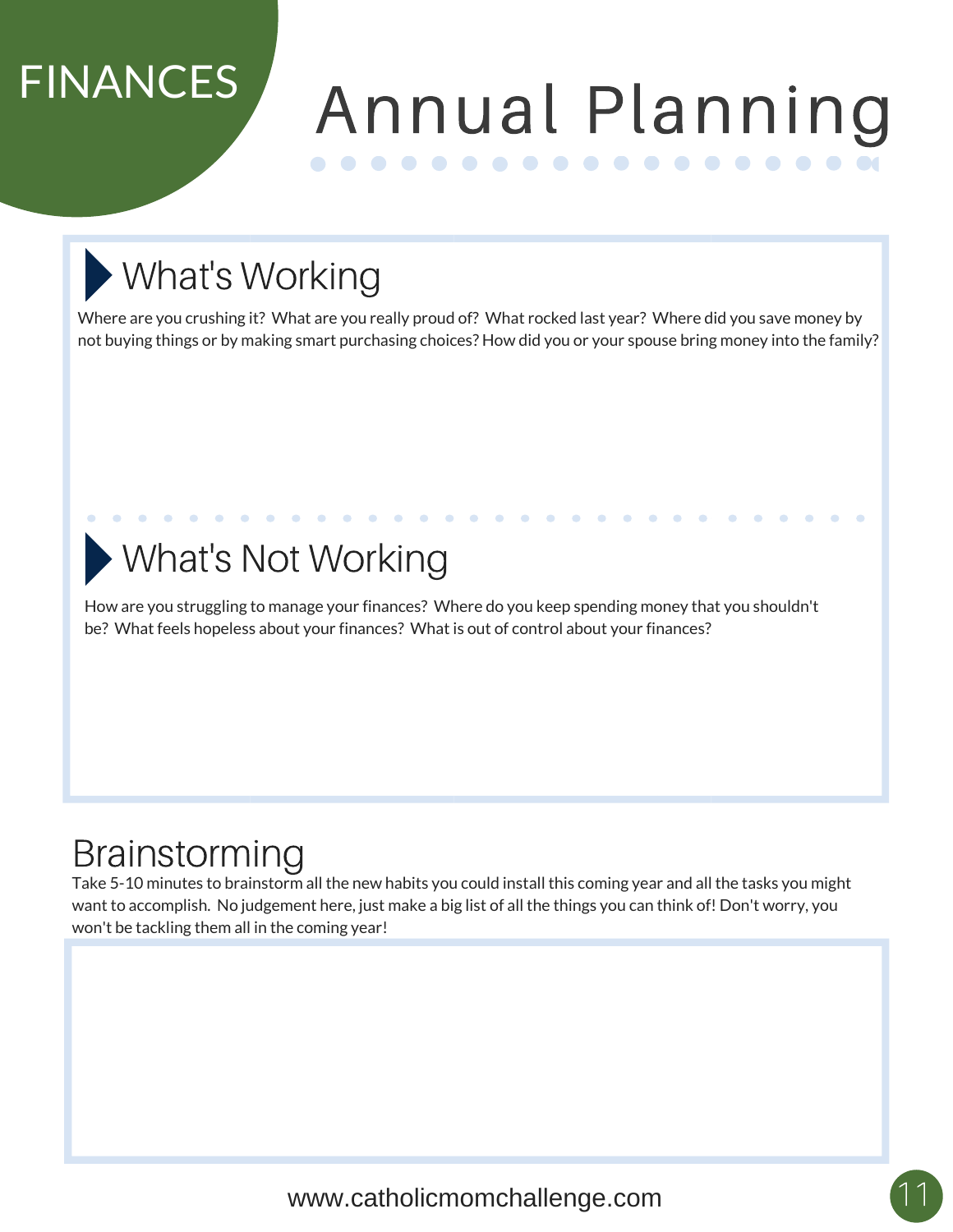FINANCES

# Annual Planning

## What's Working

Where are you crushing it? What are you really proud of? What rocked last year? Where did you save money by not buying things or by making smart purchasing choices? How did you or your spouse bring money into the family?

## What's Not Working

How are you struggling to manage your finances? Where do you keep spending money that you shouldn't be? What feels hopeless about your finances? What is out of control about your finances?

## Brainstorming

Take 5-10 minutes to brainstorm all the new habits you could install this coming year and all the tasks you might want to accomplish. No judgement here, just make a big list of all the things you can think of! Don't worry, you won't be tackling them all in the coming year!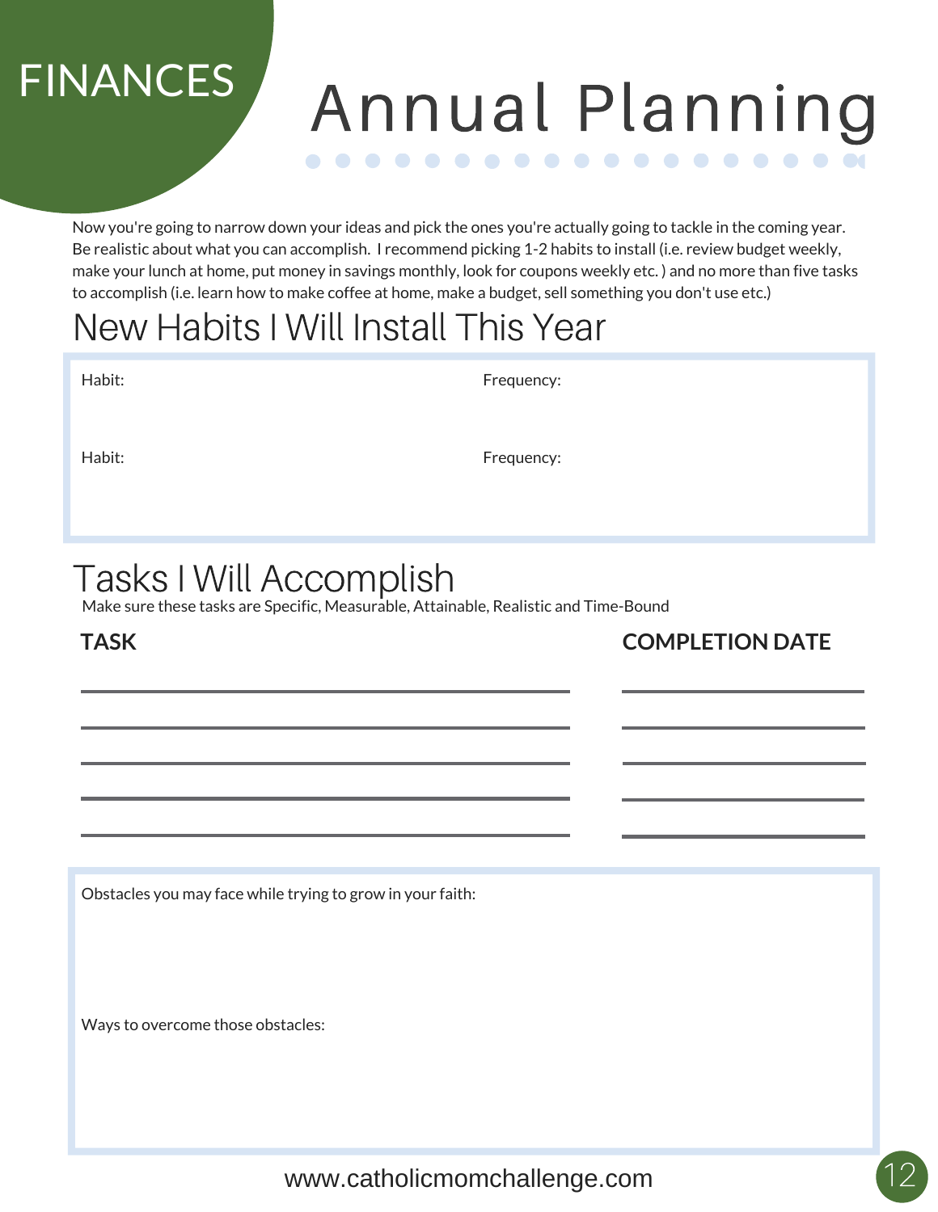FINANCES

# Annual Planning

Now you're going to narrow down your ideas and pick the ones you're actually going to tackle in the coming year. Be realistic about what you can accomplish. I recommend picking 1-2 habits to install (i.e. review budget weekly, make your lunch at home, put money in savings monthly, look for coupons weekly etc. ) and no more than five tasks to accomplish (i.e. learn how to make coffee at home, make a budget, sell something you don't use etc.)

## New Habits I Will Install This Year

Habit: Frequency:

Habit: Frequency:

## Tasks I Will Accomplish

Make sure these tasks are Specific, Measurable, Attainable, Realistic and Time-Bound

| TASK | COMPLETION DATE |
| --- | --- |
| | |
| | |
| | |
| | |
| | |

Obstacles you may face while trying to grow in your faith:

Ways to overcome those obstacles:

www.catholicmomchallenge.com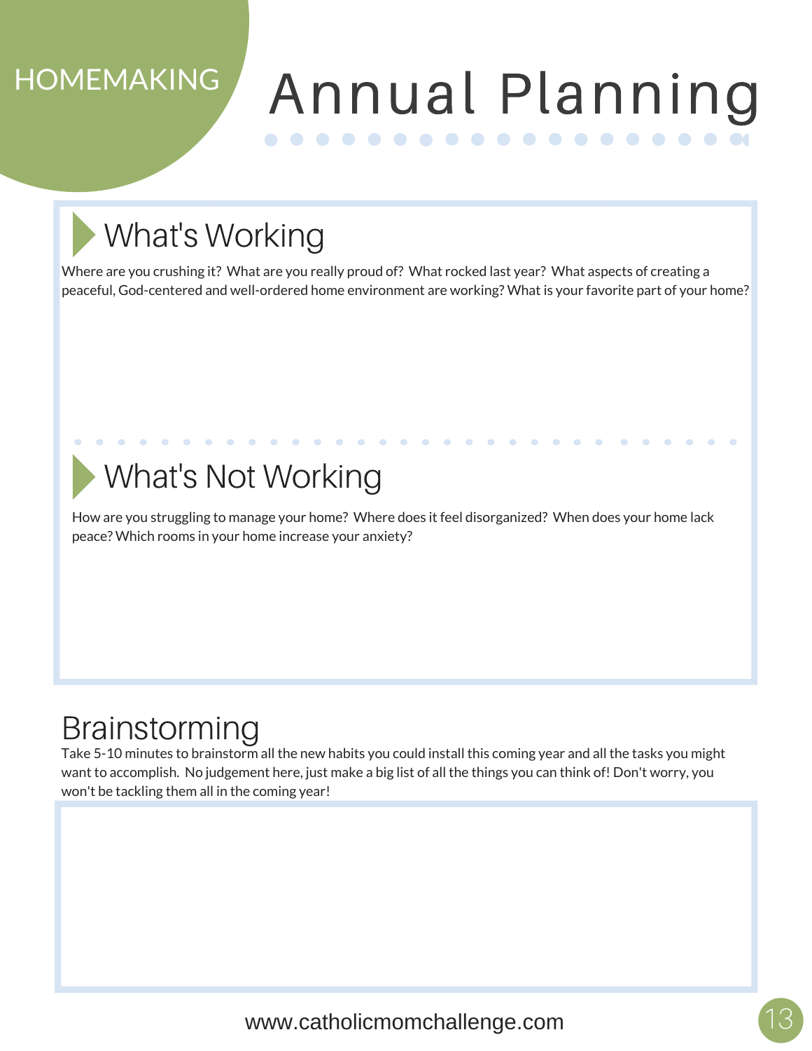HOMEMAKING

# Annual Planning

## What's Working

Where are you crushing it? What are you really proud of? What rocked last year? What aspects of creating a peaceful, God-centered and well-ordered home environment are working? What is your favorite part of your home?

## What's Not Working

How are you struggling to manage your home? Where does it feel disorganized? When does your home lack peace? Which rooms in your home increase your anxiety?

## Brainstorming

Take 5-10 minutes to brainstorm all the new habits you could install this coming year and all the tasks you might want to accomplish. No judgement here, just make a big list of all the things you can think of! Don't worry, you won't be tackling them all in the coming year!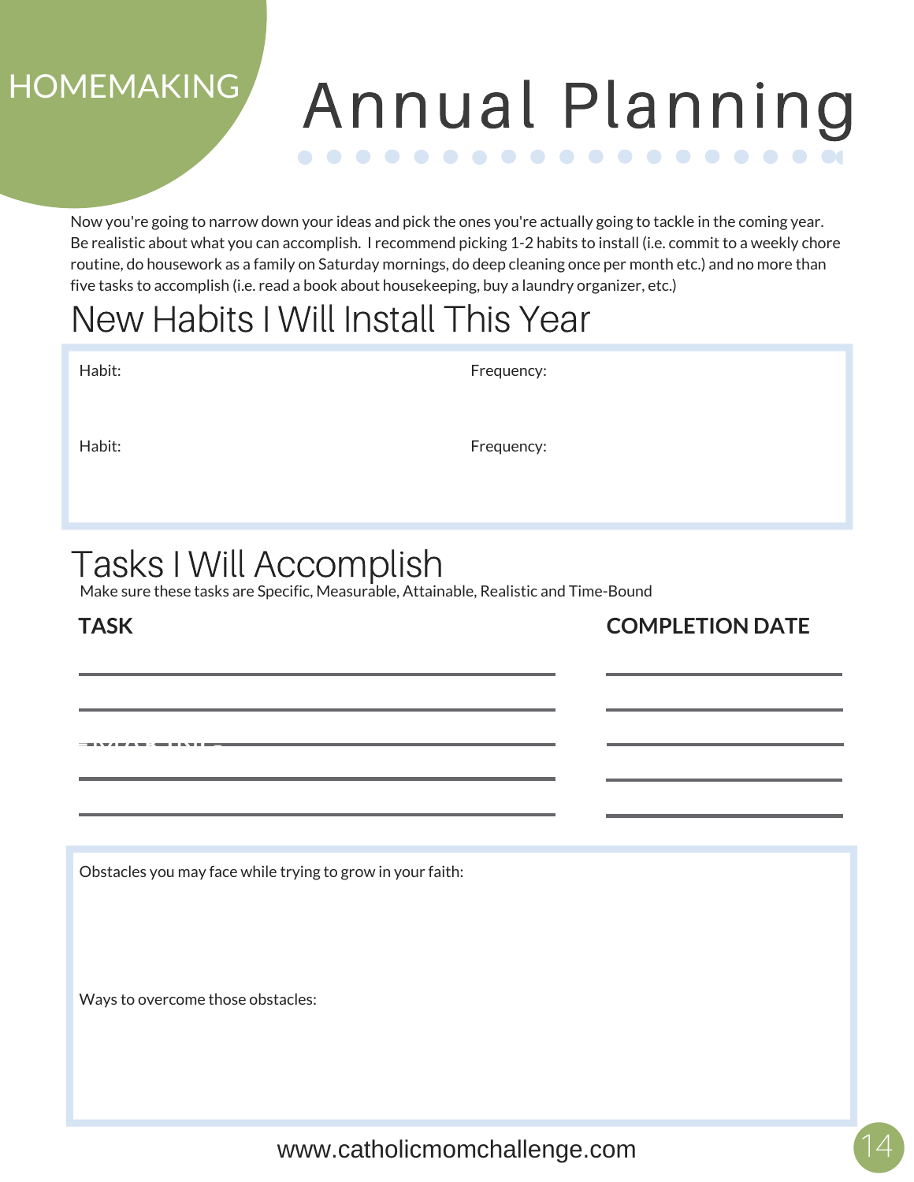HOMEMAKING

# Annual Planning

Now you're going to narrow down your ideas and pick the ones you're actually going to tackle in the coming year. Be realistic about what you can accomplish. I recommend picking 1-2 habits to install (i.e. commit to a weekly chore routine, do housework as a family on Saturday mornings, do deep cleaning once per month etc.) and no more than five tasks to accomplish (i.e. read a book about housekeeping, buy a laundry organizer, etc.)

## New Habits I Will Install This Year

Habit: Frequency:

Habit: Frequency:

## Tasks I Will Accomplish

Make sure these tasks are Specific, Measurable, Attainable, Realistic and Time-Bound

| TASK | COMPLETION DATE |
|---|---|
| | |
| | |
| | |
| | |
| | |

Obstacles you may face while trying to grow in your faith:

Ways to overcome those obstacles:

www.catholicmomchallenge.com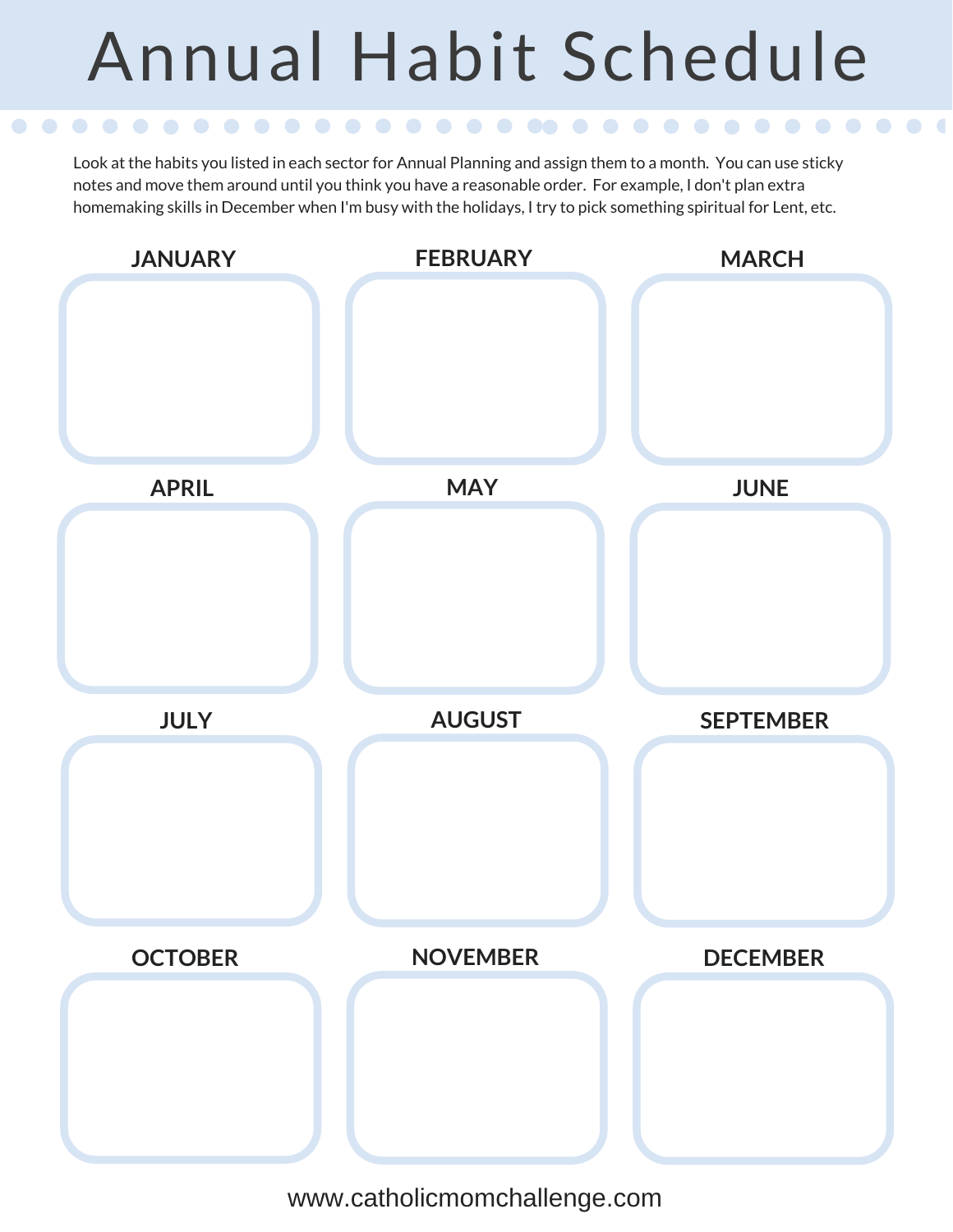# Annual Habit Schedule

Look at the habits you listed in each sector for Annual Planning and assign them to a month. You can use sticky notes and move them around until you think you have a reasonable order. For example, I don't plan extra homemaking skills in December when I'm busy with the holidays, I try to pick something spiritual for Lent, etc.

| JANUARY | FEBRUARY | MARCH |
| --- | --- | --- |
| | | |

| APRIL | MAY | JUNE |
| --- | --- | --- |
| | | |

| JULY | AUGUST | SEPTEMBER |
| --- | --- | --- |
| | | |

| OCTOBER | NOVEMBER | DECEMBER |
| --- | --- | --- |
| | | |

www.catholicmomchallenge.com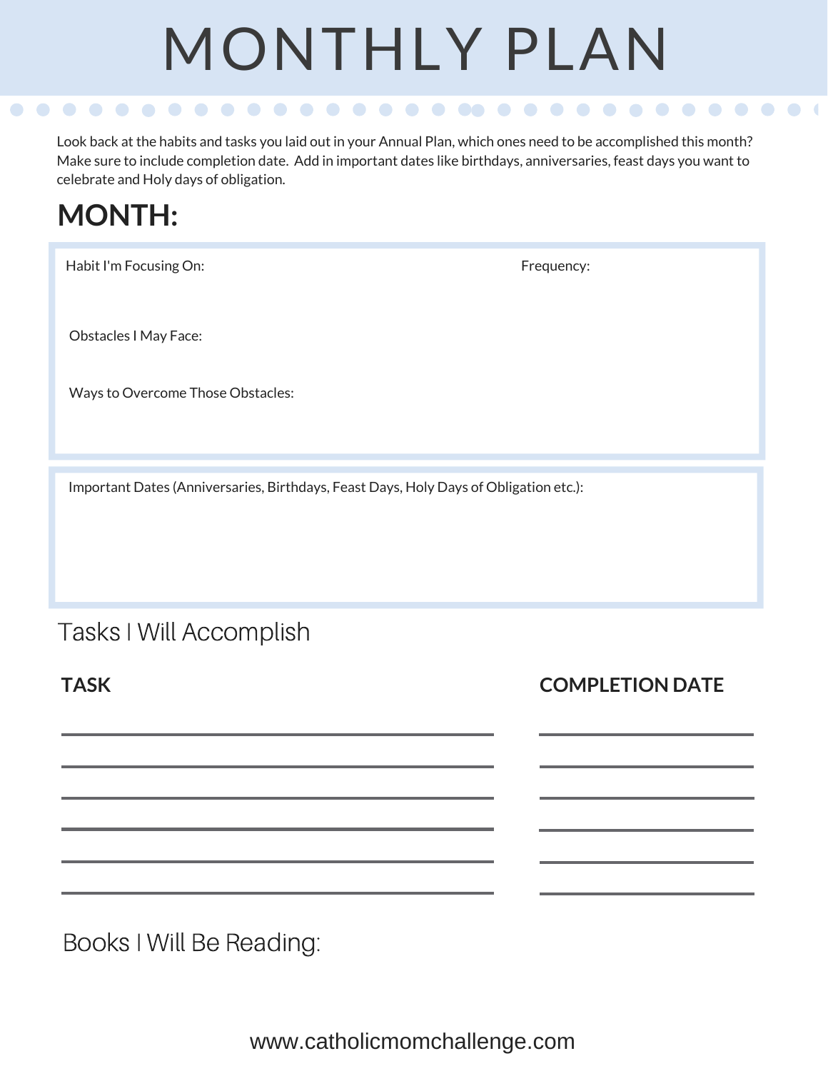# MONTHLY PLAN

Look back at the habits and tasks you laid out in your Annual Plan, which ones need to be accomplished this month? Make sure to include completion date. Add in important dates like birthdays, anniversaries, feast days you want to celebrate and Holy days of obligation.

## MONTH:

Habit I'm Focusing On:

Frequency:

Obstacles I May Face:

Ways to Overcome Those Obstacles:

Important Dates (Anniversaries, Birthdays, Feast Days, Holy Days of Obligation etc.):

## Tasks I Will Accomplish

| TASK | COMPLETION DATE |
|---|---|
| | |
| | |
| | |
| | |
| | |
| | |

## Books I Will Be Reading:

www.catholicmomchallenge.com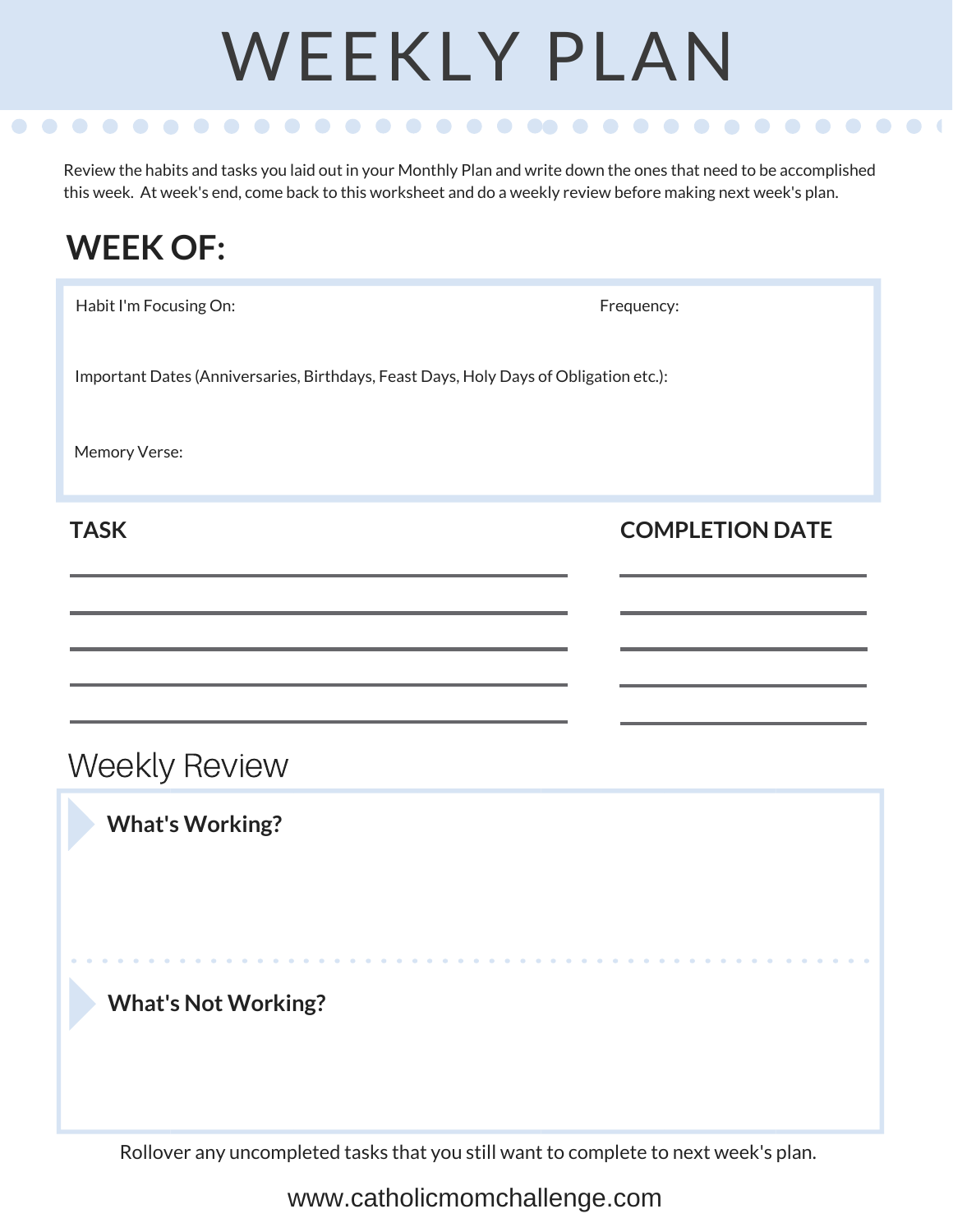# WEEKLY PLAN

Review the habits and tasks you laid out in your Monthly Plan and write down the ones that need to be accomplished this week. At week's end, come back to this worksheet and do a weekly review before making next week's plan.

## WEEK OF:

Habit I'm Focusing On: Frequency:

Important Dates (Anniversaries, Birthdays, Feast Days, Holy Days of Obligation etc.):

Memory Verse:

| TASK | COMPLETION DATE |
|---|---|
| | |
| | |
| | |
| | |
| | |

## Weekly Review

**What's Working?**

**What's Not Working?**

Rollover any uncompleted tasks that you still want to complete to next week's plan.

www.catholicmomchallenge.com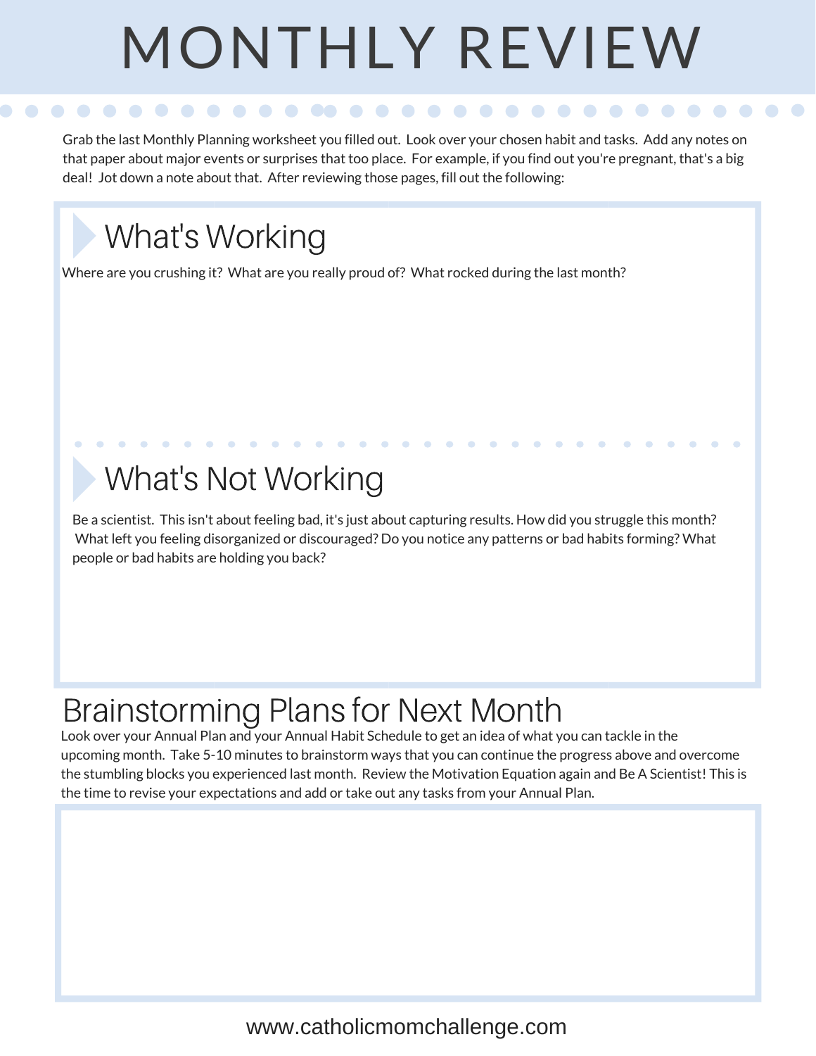# MONTHLY REVIEW

Grab the last Monthly Planning worksheet you filled out. Look over your chosen habit and tasks. Add any notes on that paper about major events or surprises that too place. For example, if you find out you're pregnant, that's a big deal! Jot down a note about that. After reviewing those pages, fill out the following:

## What's Working

Where are you crushing it? What are you really proud of? What rocked during the last month?

## What's Not Working

Be a scientist. This isn't about feeling bad, it's just about capturing results. How did you struggle this month? What left you feeling disorganized or discouraged? Do you notice any patterns or bad habits forming? What people or bad habits are holding you back?

## Brainstorming Plans for Next Month

Look over your Annual Plan and your Annual Habit Schedule to get an idea of what you can tackle in the upcoming month. Take 5-10 minutes to brainstorm ways that you can continue the progress above and overcome the stumbling blocks you experienced last month. Review the Motivation Equation again and Be A Scientist! This is the time to revise your expectations and add or take out any tasks from your Annual Plan.

www.catholicmomchallenge.com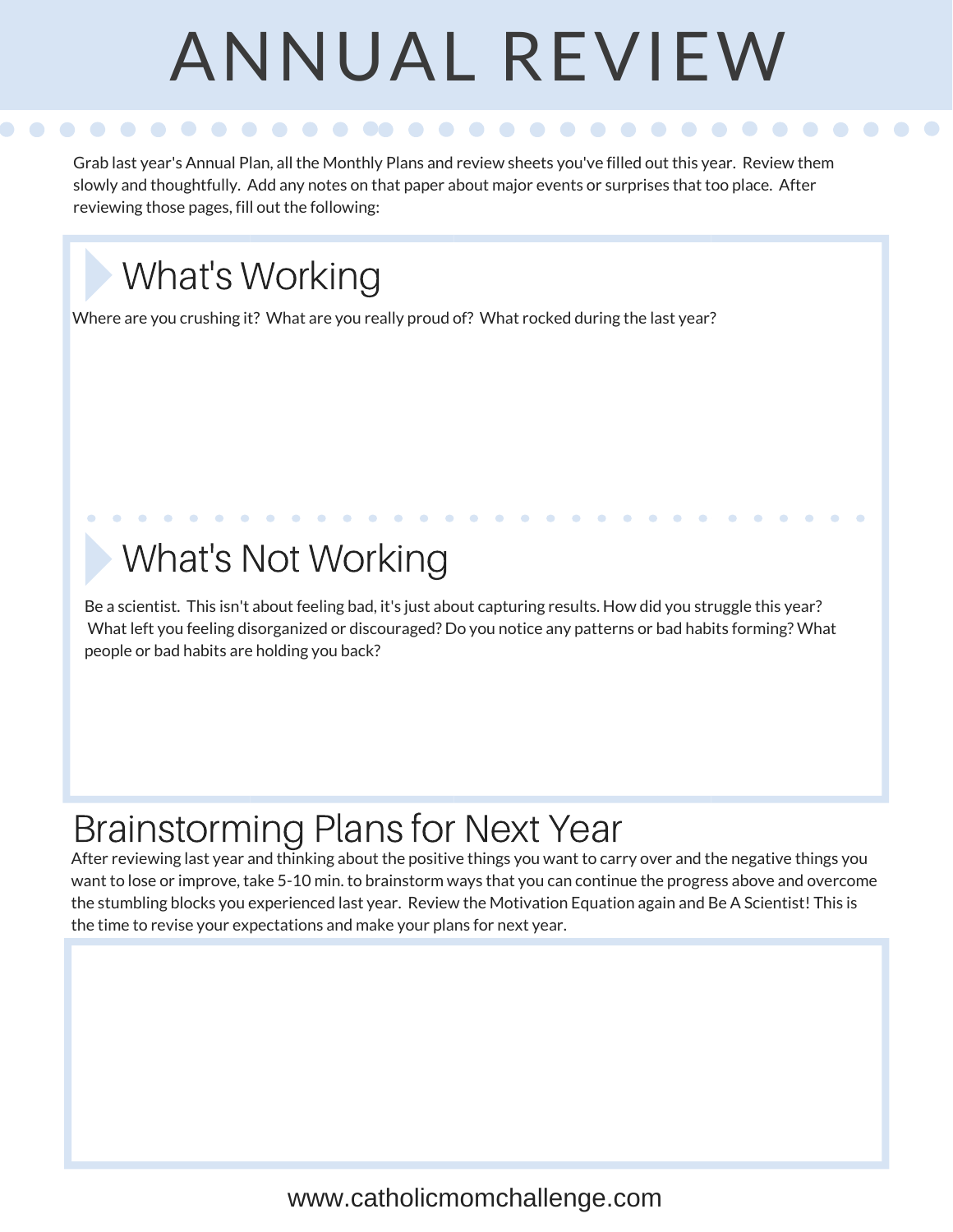# ANNUAL REVIEW

Grab last year's Annual Plan, all the Monthly Plans and review sheets you've filled out this year. Review them slowly and thoughtfully. Add any notes on that paper about major events or surprises that too place. After reviewing those pages, fill out the following:

## What's Working

Where are you crushing it? What are you really proud of? What rocked during the last year?

## What's Not Working

Be a scientist. This isn't about feeling bad, it's just about capturing results. How did you struggle this year? What left you feeling disorganized or discouraged? Do you notice any patterns or bad habits forming? What people or bad habits are holding you back?

## Brainstorming Plans for Next Year

After reviewing last year and thinking about the positive things you want to carry over and the negative things you want to lose or improve, take 5-10 min. to brainstorm ways that you can continue the progress above and overcome the stumbling blocks you experienced last year. Review the Motivation Equation again and Be A Scientist! This is the time to revise your expectations and make your plans for next year.

www.catholicmomchallenge.com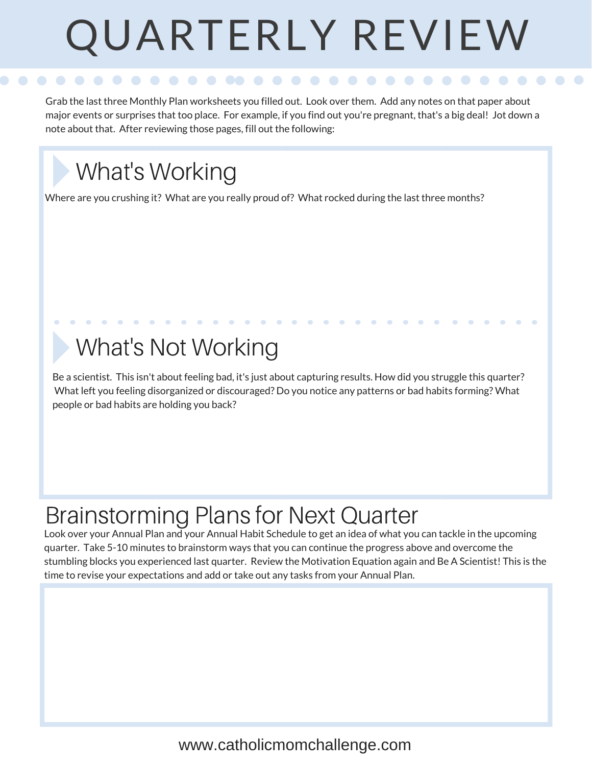# QUARTERLY REVIEW

Grab the last three Monthly Plan worksheets you filled out. Look over them. Add any notes on that paper about major events or surprises that too place. For example, if you find out you're pregnant, that's a big deal! Jot down a note about that. After reviewing those pages, fill out the following:

## What's Working

Where are you crushing it? What are you really proud of? What rocked during the last three months?

## What's Not Working

Be a scientist. This isn't about feeling bad, it's just about capturing results. How did you struggle this quarter? What left you feeling disorganized or discouraged? Do you notice any patterns or bad habits forming? What people or bad habits are holding you back?

## Brainstorming Plans for Next Quarter

Look over your Annual Plan and your Annual Habit Schedule to get an idea of what you can tackle in the upcoming quarter. Take 5-10 minutes to brainstorm ways that you can continue the progress above and overcome the stumbling blocks you experienced last quarter. Review the Motivation Equation again and Be A Scientist! This is the time to revise your expectations and add or take out any tasks from your Annual Plan.

www.catholicmomchallenge.com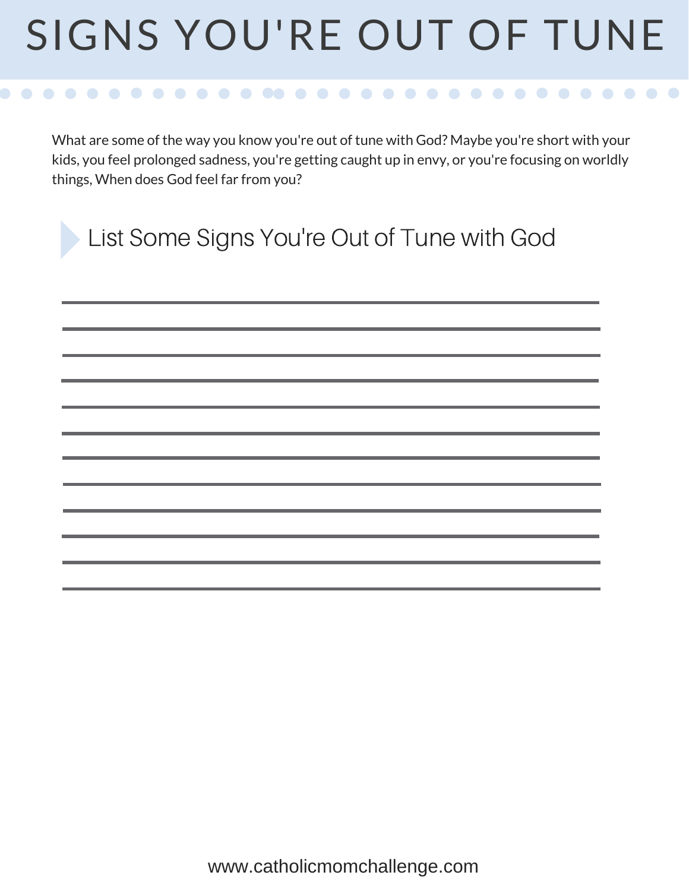# SIGNS YOU'RE OUT OF TUNE

What are some of the way you know you're out of tune with God? Maybe you're short with your kids, you feel prolonged sadness, you're getting caught up in envy, or you're focusing on worldly things, When does God feel far from you?

## List Some Signs You're Out of Tune with God

www.catholicmomchallenge.com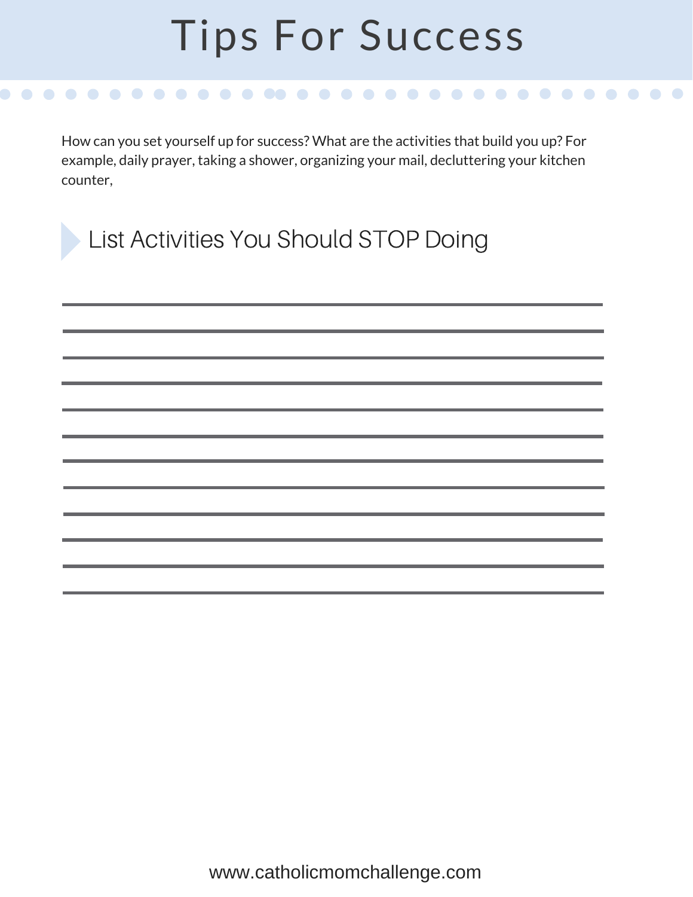# Tips For Success

How can you set yourself up for success? What are the activities that build you up? For example, daily prayer, taking a shower, organizing your mail, decluttering your kitchen counter,

## List Activities You Should STOP Doing

www.catholicmomchallenge.com